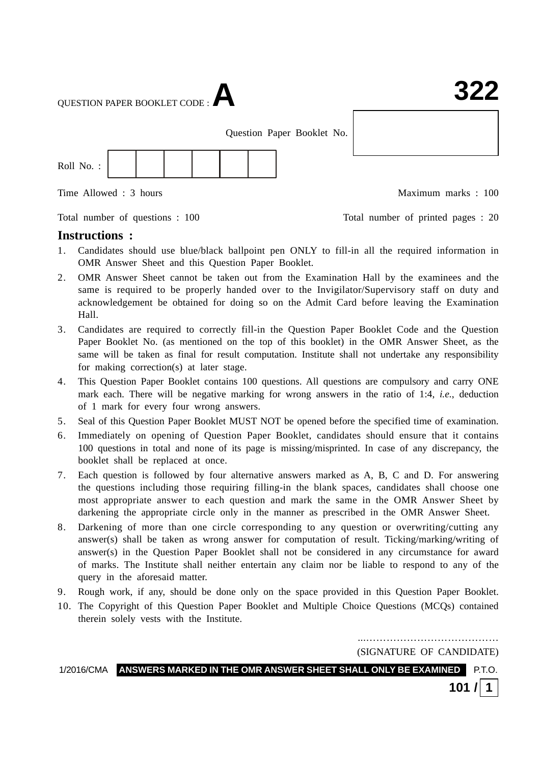QUESTION PAPER BOOKLET CODE : **A**

**322**

Question Paper Booklet No.

Roll No. :

Time Allowed : 3 hours

Maximum marks : 100

Total number of questions : 100

Total number of printed pages : 20

## Instructions :

1. Candidates should use blue/black ballpoint pen ONLY to fill-in all the required information in OMR Answer Sheet and this Question Paper Booklet.
2. OMR Answer Sheet cannot be taken out from the Examination Hall by the examinees and the same is required to be properly handed over to the Invigilator/Supervisory staff on duty and acknowledgement be obtained for doing so on the Admit Card before leaving the Examination Hall.
3. Candidates are required to correctly fill-in the Question Paper Booklet Code and the Question Paper Booklet No. (as mentioned on the top of this booklet) in the OMR Answer Sheet, as the same will be taken as final for result computation. Institute shall not undertake any responsibility for making correction(s) at later stage.
4. This Question Paper Booklet contains 100 questions. All questions are compulsory and carry ONE mark each. There will be negative marking for wrong answers in the ratio of 1:4, *i.e.*, deduction of 1 mark for every four wrong answers.
5. Seal of this Question Paper Booklet MUST NOT be opened before the specified time of examination.
6. Immediately on opening of Question Paper Booklet, candidates should ensure that it contains 100 questions in total and none of its page is missing/misprinted. In case of any discrepancy, the booklet shall be replaced at once.
7. Each question is followed by four alternative answers marked as A, B, C and D. For answering the questions including those requiring filling-in the blank spaces, candidates shall choose one most appropriate answer to each question and mark the same in the OMR Answer Sheet by darkening the appropriate circle only in the manner as prescribed in the OMR Answer Sheet.
8. Darkening of more than one circle corresponding to any question or overwriting/cutting any answer(s) shall be taken as wrong answer for computation of result. Ticking/marking/writing of answer(s) in the Question Paper Booklet shall not be considered in any circumstance for award of marks. The Institute shall neither entertain any claim nor be liable to respond to any of the query in the aforesaid matter.
9. Rough work, if any, should be done only on the space provided in this Question Paper Booklet.
10. The Copyright of this Question Paper Booklet and Multiple Choice Questions (MCQs) contained therein solely vests with the Institute.

.........................................
(SIGNATURE OF CANDIDATE)

1/2016/CMA **ANSWERS MARKED IN THE OMR ANSWER SHEET SHALL ONLY BE EXAMINED** P.T.O.

**101 / 1**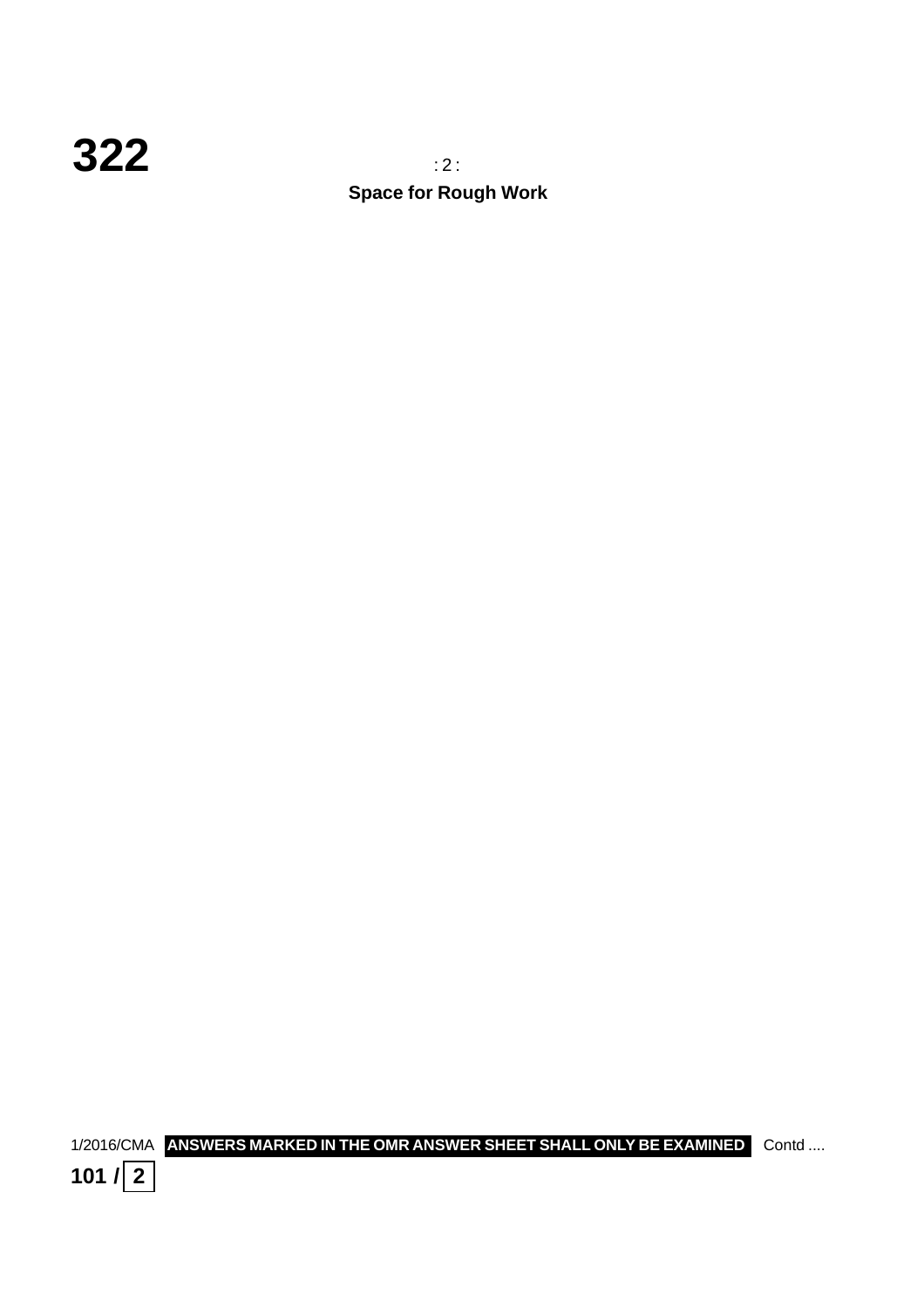**Space for Rough Work**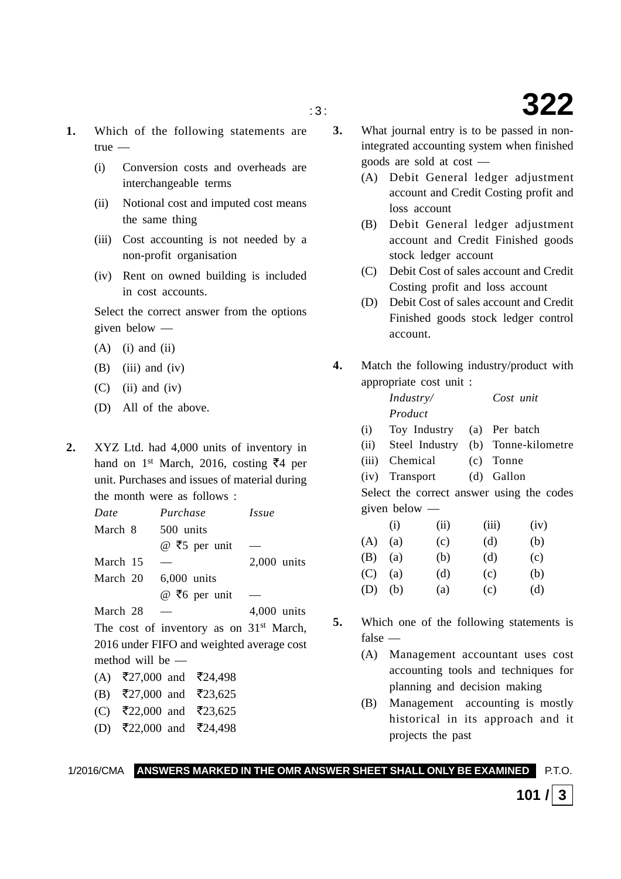**1.** Which of the following statements are true —

(i) Conversion costs and overheads are interchangeable terms

(ii) Notional cost and imputed cost means the same thing

(iii) Cost accounting is not needed by a non-profit organisation

(iv) Rent on owned building is included in cost accounts.

Select the correct answer from the options given below —

(A) (i) and (ii)

(B) (iii) and (iv)

(C) (ii) and (iv)

(D) All of the above.

**2.** XYZ Ltd. had 4,000 units of inventory in hand on 1st March, 2016, costing ₹4 per unit. Purchases and issues of material during the month were as follows :

| *Date* | *Purchase* | *Issue* |
|---|---|---|
| March 8 | 500 units @ ₹5 per unit | — |
| March 15 | — | 2,000 units |
| March 20 | 6,000 units @ ₹6 per unit | — |
| March 28 | — | 4,000 units |

The cost of inventory as on 31st March, 2016 under FIFO and weighted average cost method will be —

(A) ₹27,000 and ₹24,498

(B) ₹27,000 and ₹23,625

(C) ₹22,000 and ₹23,625

(D) ₹22,000 and ₹24,498

**3.** What journal entry is to be passed in non-integrated accounting system when finished goods are sold at cost —

(A) Debit General ledger adjustment account and Credit Costing profit and loss account

(B) Debit General ledger adjustment account and Credit Finished goods stock ledger account

(C) Debit Cost of sales account and Credit Costing profit and loss account

(D) Debit Cost of sales account and Credit Finished goods stock ledger control account.

**4.** Match the following industry/product with appropriate cost unit :

| | *Industry/ Product* | | *Cost unit* |
|---|---|---|---|
| (i) | Toy Industry | (a) | Per batch |
| (ii) | Steel Industry | (b) | Tonne-kilometre |
| (iii) | Chemical | (c) | Tonne |
| (iv) | Transport | (d) | Gallon |

Select the correct answer using the codes given below —

| | (i) | (ii) | (iii) | (iv) |
|---|---|---|---|---|
| (A) | (a) | (c) | (d) | (b) |
| (B) | (a) | (b) | (d) | (c) |
| (C) | (a) | (d) | (c) | (b) |
| (D) | (b) | (a) | (c) | (d) |

**5.** Which one of the following statements is false —

(A) Management accountant uses cost accounting tools and techniques for planning and decision making

(B) Management accounting is mostly historical in its approach and it projects the past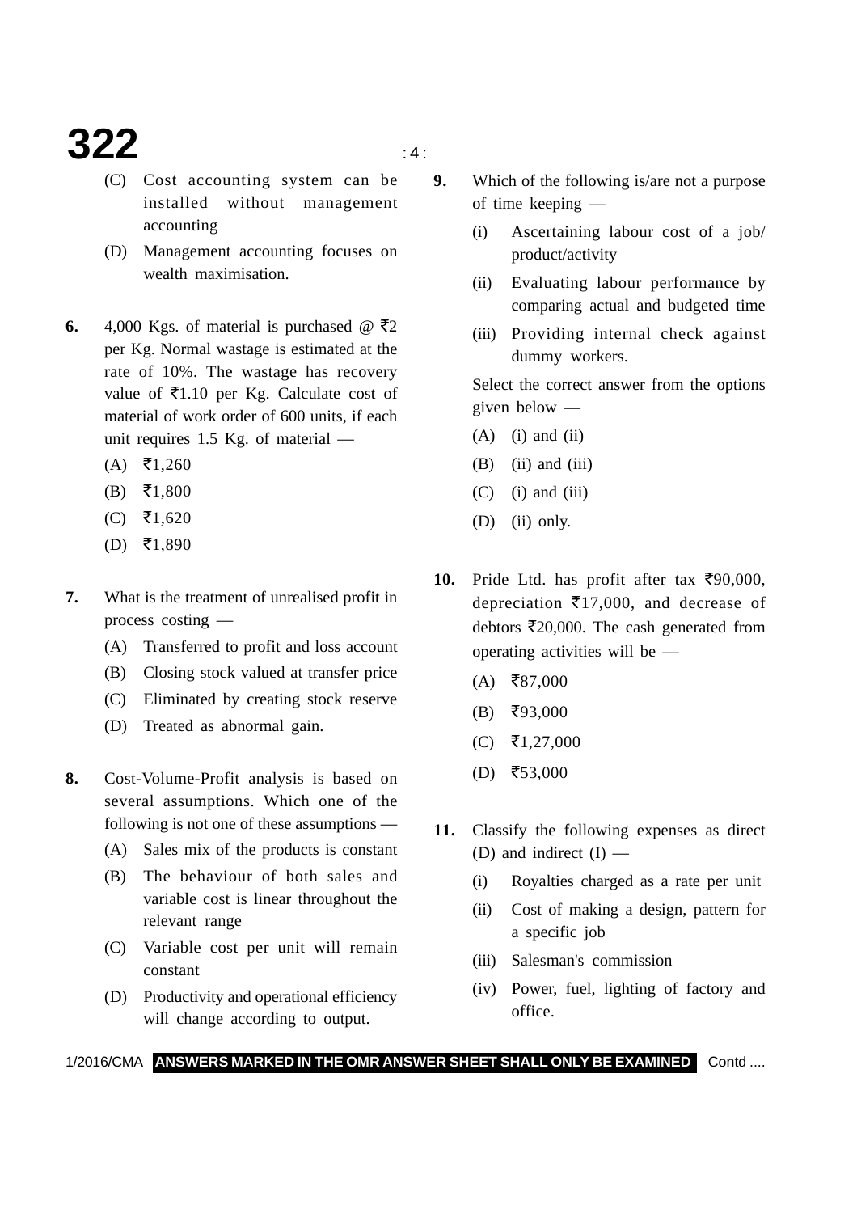(C) Cost accounting system can be installed without management accounting

(D) Management accounting focuses on wealth maximisation.

**6.** 4,000 Kgs. of material is purchased @ ₹2 per Kg. Normal wastage is estimated at the rate of 10%. The wastage has recovery value of ₹1.10 per Kg. Calculate cost of material of work order of 600 units, if each unit requires 1.5 Kg. of material —

(A) ₹1,260

(B) ₹1,800

(C) ₹1,620

(D) ₹1,890

**7.** What is the treatment of unrealised profit in process costing —

(A) Transferred to profit and loss account

(B) Closing stock valued at transfer price

(C) Eliminated by creating stock reserve

(D) Treated as abnormal gain.

**8.** Cost-Volume-Profit analysis is based on several assumptions. Which one of the following is not one of these assumptions —

(A) Sales mix of the products is constant

(B) The behaviour of both sales and variable cost is linear throughout the relevant range

(C) Variable cost per unit will remain constant

(D) Productivity and operational efficiency will change according to output.

**9.** Which of the following is/are not a purpose of time keeping —

(i) Ascertaining labour cost of a job/ product/activity

(ii) Evaluating labour performance by comparing actual and budgeted time

(iii) Providing internal check against dummy workers.

Select the correct answer from the options given below —

(A) (i) and (ii)

(B) (ii) and (iii)

(C) (i) and (iii)

(D) (ii) only.

**10.** Pride Ltd. has profit after tax ₹90,000, depreciation ₹17,000, and decrease of debtors ₹20,000. The cash generated from operating activities will be —

(A) ₹87,000

(B) ₹93,000

(C) ₹1,27,000

(D) ₹53,000

**11.** Classify the following expenses as direct (D) and indirect (I) —

(i) Royalties charged as a rate per unit

(ii) Cost of making a design, pattern for a specific job

(iii) Salesman's commission

(iv) Power, fuel, lighting of factory and office.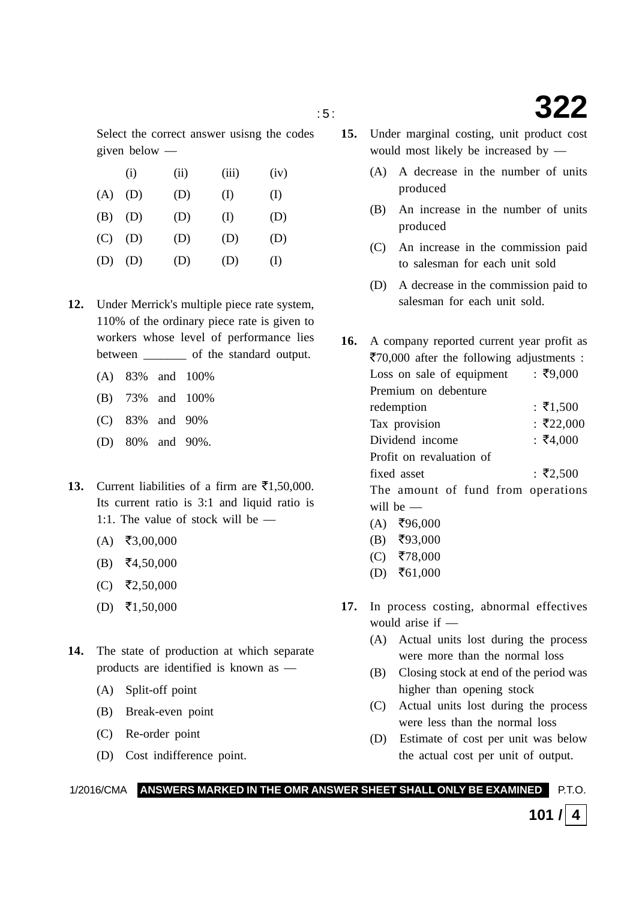Select the correct answer usisng the codes given below —

|  | (i) | (ii) | (iii) | (iv) |
|---|---|---|---|---|
| (A) | (D) | (D) | (I) | (I) |
| (B) | (D) | (D) | (I) | (D) |
| (C) | (D) | (D) | (D) | (D) |
| (D) | (D) | (D) | (D) | (I) |

**12.** Under Merrick's multiple piece rate system, 110% of the ordinary piece rate is given to workers whose level of performance lies between _______ of the standard output.

(A) 83% and 100%

(B) 73% and 100%

(C) 83% and 90%

(D) 80% and 90%.

**13.** Current liabilities of a firm are ₹1,50,000. Its current ratio is 3:1 and liquid ratio is 1:1. The value of stock will be —

(A) ₹3,00,000

(B) ₹4,50,000

(C) ₹2,50,000

(D) ₹1,50,000

**14.** The state of production at which separate products are identified is known as —

(A) Split-off point

(B) Break-even point

(C) Re-order point

(D) Cost indifference point.

**15.** Under marginal costing, unit product cost would most likely be increased by —

(A) A decrease in the number of units produced

(B) An increase in the number of units produced

(C) An increase in the commission paid to salesman for each unit sold

(D) A decrease in the commission paid to salesman for each unit sold.

**16.** A company reported current year profit as ₹70,000 after the following adjustments :

| | |
|---|---|
| Loss on sale of equipment | : ₹9,000 |
| Premium on debenture redemption | : ₹1,500 |
| Tax provision | : ₹22,000 |
| Dividend income | : ₹4,000 |
| Profit on revaluation of fixed asset | : ₹2,500 |

The amount of fund from operations will be —

(A) ₹96,000

(B) ₹93,000

(C) ₹78,000

(D) ₹61,000

**17.** In process costing, abnormal effectives would arise if —

(A) Actual units lost during the process were more than the normal loss

(B) Closing stock at end of the period was higher than opening stock

(C) Actual units lost during the process were less than the normal loss

(D) Estimate of cost per unit was below the actual cost per unit of output.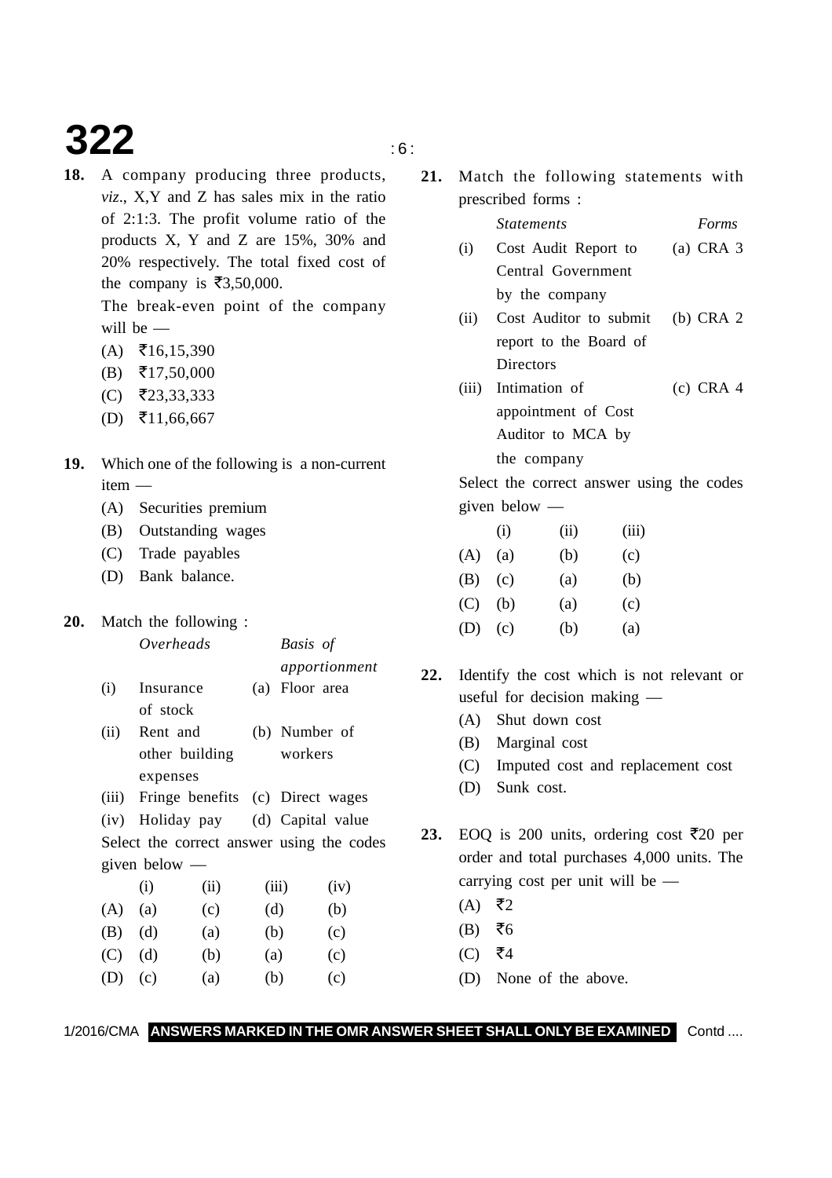**18.** A company producing three products, *viz*., X,Y and Z has sales mix in the ratio of 2:1:3. The profit volume ratio of the products X, Y and Z are 15%, 30% and 20% respectively. The total fixed cost of the company is ₹3,50,000.

The break-even point of the company will be —

(A) ₹16,15,390

(B) ₹17,50,000

(C) ₹23,33,333

(D) ₹11,66,667

**19.** Which one of the following is a non-current item —

(A) Securities premium

(B) Outstanding wages

(C) Trade payables

(D) Bank balance.

**20.** Match the following :

| | *Overheads* | | *Basis of apportionment* |
|---|---|---|---|
| (i) | Insurance of stock | (a) | Floor area |
| (ii) | Rent and other building expenses | (b) | Number of workers |
| (iii) | Fringe benefits | (c) | Direct wages |
| (iv) | Holiday pay | (d) | Capital value |

Select the correct answer using the codes given below —

| | (i) | (ii) | (iii) | (iv) |
|---|---|---|---|---|
| (A) | (a) | (c) | (d) | (b) |
| (B) | (d) | (a) | (b) | (c) |
| (C) | (d) | (b) | (a) | (c) |
| (D) | (c) | (a) | (b) | (c) |

**21.** Match the following statements with prescribed forms :

| | *Statements* | *Forms* |
|---|---|---|
| (i) | Cost Audit Report to Central Government by the company | (a) CRA 3 |
| (ii) | Cost Auditor to submit report to the Board of Directors | (b) CRA 2 |
| (iii) | Intimation of appointment of Cost Auditor to MCA by the company | (c) CRA 4 |

Select the correct answer using the codes given below —

| | (i) | (ii) | (iii) |
|---|---|---|---|
| (A) | (a) | (b) | (c) |
| (B) | (c) | (a) | (b) |
| (C) | (b) | (a) | (c) |
| (D) | (c) | (b) | (a) |

**22.** Identify the cost which is not relevant or useful for decision making —

(A) Shut down cost

(B) Marginal cost

(C) Imputed cost and replacement cost

(D) Sunk cost.

**23.** EOQ is 200 units, ordering cost ₹20 per order and total purchases 4,000 units. The carrying cost per unit will be —

(A) ₹2

(B) ₹6

(C) ₹4

(D) None of the above.

ANSWERS MARKED IN THE OMR ANSWER SHEET SHALL ONLY BE EXAMINED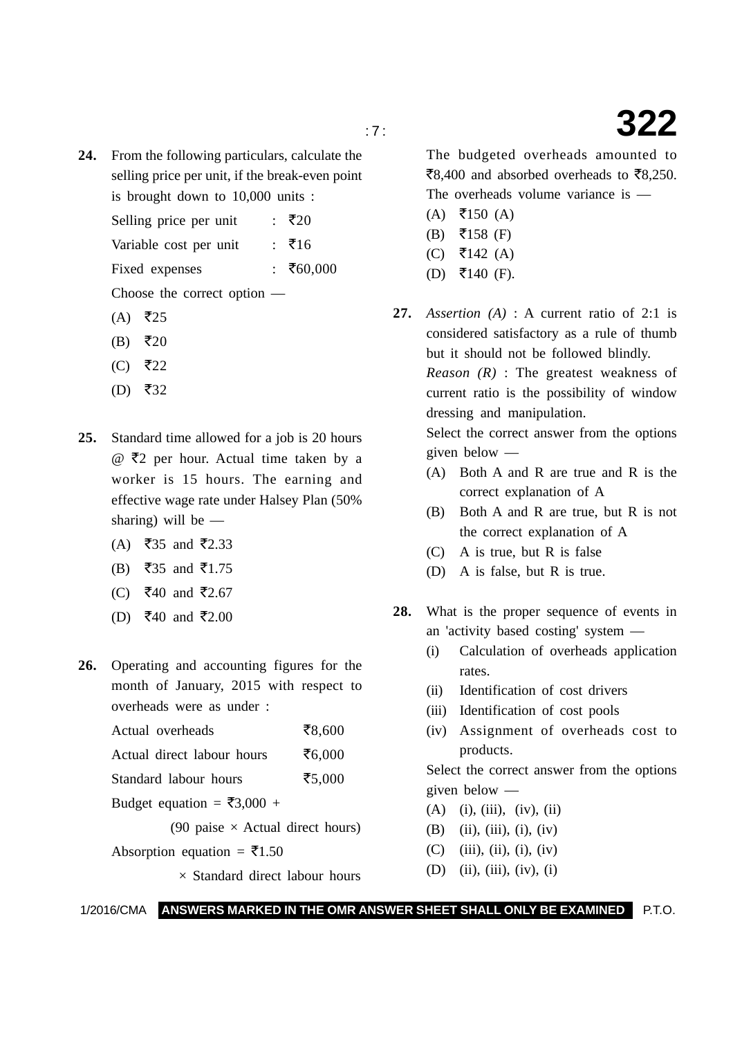**24.** From the following particulars, calculate the selling price per unit, if the break-even point is brought down to 10,000 units :

| | | |
|---|---|---|
| Selling price per unit | : | ₹20 |
| Variable cost per unit | : | ₹16 |
| Fixed expenses | : | ₹60,000 |

Choose the correct option —

(A) ₹25

(B) ₹20

(C) ₹22

(D) ₹32

**25.** Standard time allowed for a job is 20 hours @ ₹2 per hour. Actual time taken by a worker is 15 hours. The earning and effective wage rate under Halsey Plan (50% sharing) will be —

(A) ₹35 and ₹2.33

(B) ₹35 and ₹1.75

(C) ₹40 and ₹2.67

(D) ₹40 and ₹2.00

**26.** Operating and accounting figures for the month of January, 2015 with respect to overheads were as under :

| | |
|---|---|
| Actual overheads | ₹8,600 |
| Actual direct labour hours | ₹6,000 |
| Standard labour hours | ₹5,000 |

Budget equation = ₹3,000 + (90 paise × Actual direct hours)

Absorption equation = ₹1.50 × Standard direct labour hours

The budgeted overheads amounted to ₹8,400 and absorbed overheads to ₹8,250. The overheads volume variance is —

(A) ₹150 (A)

(B) ₹158 (F)

(C) ₹142 (A)

(D) ₹140 (F).

**27.** *Assertion (A)* : A current ratio of 2:1 is considered satisfactory as a rule of thumb but it should not be followed blindly.

*Reason (R)* : The greatest weakness of current ratio is the possibility of window dressing and manipulation.

Select the correct answer from the options given below —

(A) Both A and R are true and R is the correct explanation of A

(B) Both A and R are true, but R is not the correct explanation of A

(C) A is true, but R is false

(D) A is false, but R is true.

**28.** What is the proper sequence of events in an 'activity based costing' system —

(i) Calculation of overheads application rates.

(ii) Identification of cost drivers

(iii) Identification of cost pools

(iv) Assignment of overheads cost to products.

Select the correct answer from the options given below —

(A) (i), (iii), (iv), (ii)

(B) (ii), (iii), (i), (iv)

(C) (iii), (ii), (i), (iv)

(D) (ii), (iii), (iv), (i)

**ANSWERS MARKED IN THE OMR ANSWER SHEET SHALL ONLY BE EXAMINED**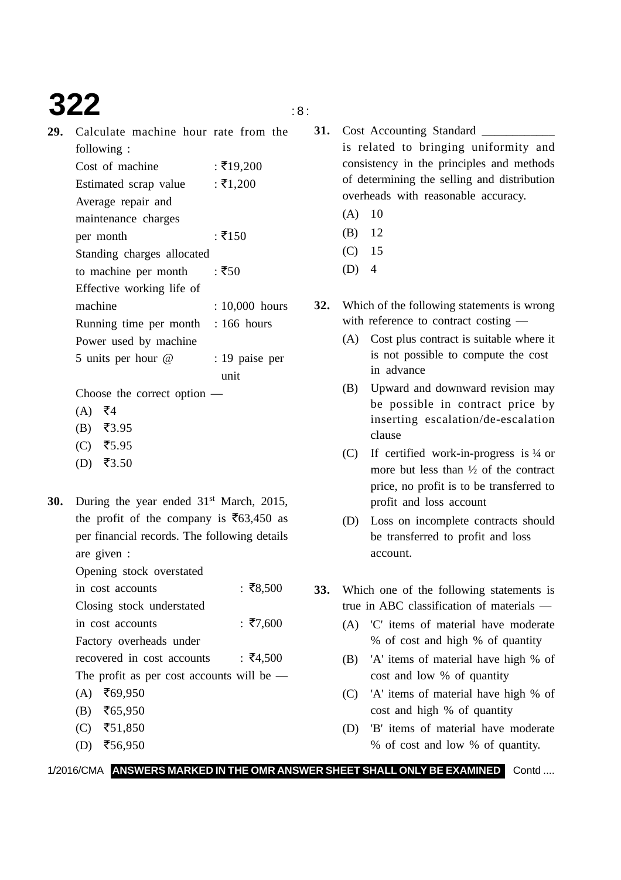**29.** Calculate machine hour rate from the following :

| | |
|---|---|
| Cost of machine | : ₹19,200 |
| Estimated scrap value | : ₹1,200 |
| Average repair and maintenance charges per month | : ₹150 |
| Standing charges allocated to machine per month | : ₹50 |
| Effective working life of machine | : 10,000 hours |
| Running time per month | : 166 hours |
| Power used by machine 5 units per hour @ | : 19 paise per unit |

Choose the correct option —

(A) ₹4

(B) ₹3.95

(C) ₹5.95

(D) ₹3.50

**30.** During the year ended 31st March, 2015, the profit of the company is ₹63,450 as per financial records. The following details are given :

| | |
|---|---|
| Opening stock overstated in cost accounts | : ₹8,500 |
| Closing stock understated in cost accounts | : ₹7,600 |
| Factory overheads under recovered in cost accounts | : ₹4,500 |

The profit as per cost accounts will be —

(A) ₹69,950

(B) ₹65,950

(C) ₹51,850

(D) ₹56,950

**31.** Cost Accounting Standard ____________ is related to bringing uniformity and consistency in the principles and methods of determining the selling and distribution overheads with reasonable accuracy.

(A) 10

(B) 12

(C) 15

(D) 4

**32.** Which of the following statements is wrong with reference to contract costing —

(A) Cost plus contract is suitable where it is not possible to compute the cost in advance

(B) Upward and downward revision may be possible in contract price by inserting escalation/de-escalation clause

(C) If certified work-in-progress is ¼ or more but less than ½ of the contract price, no profit is to be transferred to profit and loss account

(D) Loss on incomplete contracts should be transferred to profit and loss account.

**33.** Which one of the following statements is true in ABC classification of materials —

(A) 'C' items of material have moderate % of cost and high % of quantity

(B) 'A' items of material have high % of cost and low % of quantity

(C) 'A' items of material have high % of cost and high % of quantity

(D) 'B' items of material have moderate % of cost and low % of quantity.

**ANSWERS MARKED IN THE OMR ANSWER SHEET SHALL ONLY BE EXAMINED**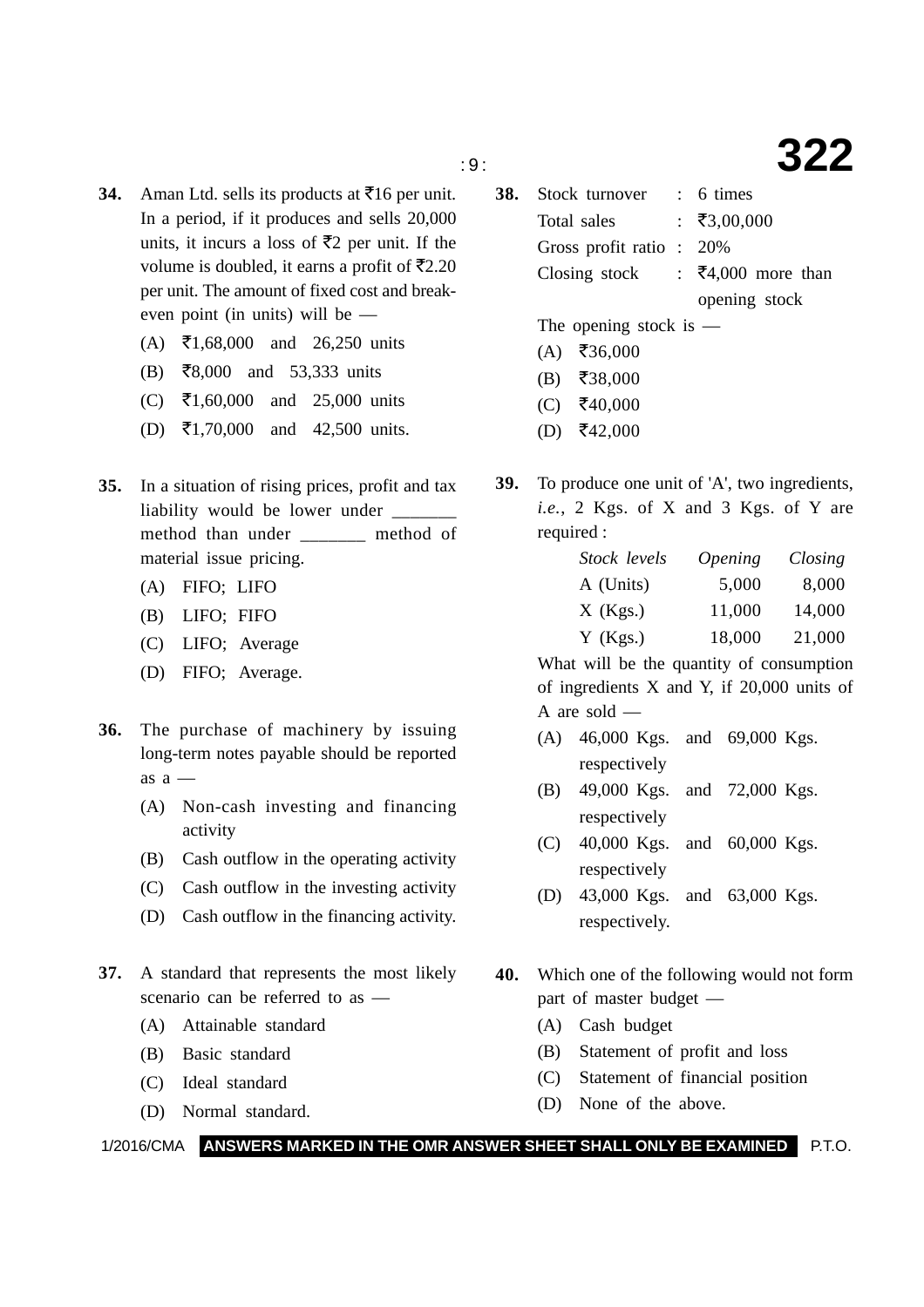**34.** Aman Ltd. sells its products at ₹16 per unit. In a period, if it produces and sells 20,000 units, it incurs a loss of ₹2 per unit. If the volume is doubled, it earns a profit of ₹2.20 per unit. The amount of fixed cost and break-even point (in units) will be —

(A) ₹1,68,000 and 26,250 units

(B) ₹8,000 and 53,333 units

(C) ₹1,60,000 and 25,000 units

(D) ₹1,70,000 and 42,500 units.

**35.** In a situation of rising prices, profit and tax liability would be lower under _______ method than under _______ method of material issue pricing.

(A) FIFO; LIFO

(B) LIFO; FIFO

(C) LIFO; Average

(D) FIFO; Average.

**36.** The purchase of machinery by issuing long-term notes payable should be reported as a —

(A) Non-cash investing and financing activity

(B) Cash outflow in the operating activity

(C) Cash outflow in the investing activity

(D) Cash outflow in the financing activity.

**37.** A standard that represents the most likely scenario can be referred to as —

(A) Attainable standard

(B) Basic standard

(C) Ideal standard

(D) Normal standard.

**38.** Stock turnover : 6 times
Total sales : ₹3,00,000
Gross profit ratio : 20%
Closing stock : ₹4,000 more than opening stock

The opening stock is —

(A) ₹36,000

(B) ₹38,000

(C) ₹40,000

(D) ₹42,000

**39.** To produce one unit of 'A', two ingredients, *i.e.*, 2 Kgs. of X and 3 Kgs. of Y are required :

| *Stock levels* | *Opening* | *Closing* |
|---|---|---|
| A (Units) | 5,000 | 8,000 |
| X (Kgs.) | 11,000 | 14,000 |
| Y (Kgs.) | 18,000 | 21,000 |

What will be the quantity of consumption of ingredients X and Y, if 20,000 units of A are sold —

(A) 46,000 Kgs. and 69,000 Kgs. respectively

(B) 49,000 Kgs. and 72,000 Kgs. respectively

(C) 40,000 Kgs. and 60,000 Kgs. respectively

(D) 43,000 Kgs. and 63,000 Kgs. respectively.

**40.** Which one of the following would not form part of master budget —

(A) Cash budget

(B) Statement of profit and loss

(C) Statement of financial position

(D) None of the above.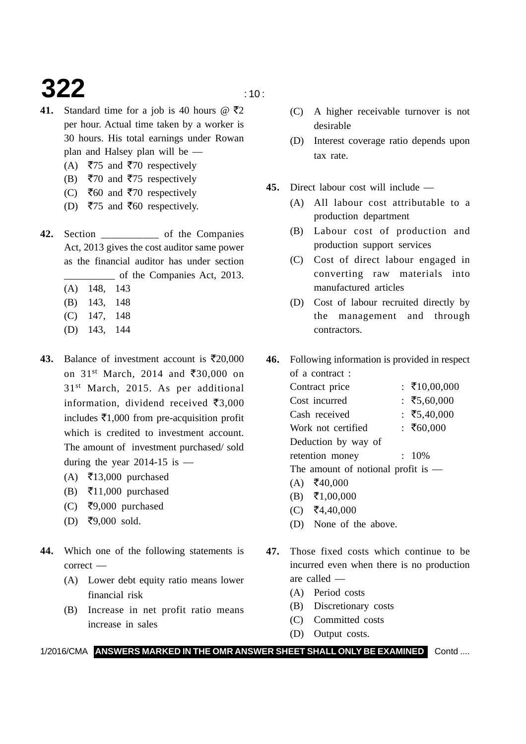**41.** Standard time for a job is 40 hours @ ₹2 per hour. Actual time taken by a worker is 30 hours. His total earnings under Rowan plan and Halsey plan will be —

(A) ₹75 and ₹70 respectively
(B) ₹70 and ₹75 respectively
(C) ₹60 and ₹70 respectively
(D) ₹75 and ₹60 respectively.

**42.** Section ___________ of the Companies Act, 2013 gives the cost auditor same power as the financial auditor has under section __________ of the Companies Act, 2013.

(A) 148, 143
(B) 143, 148
(C) 147, 148
(D) 143, 144

**43.** Balance of investment account is ₹20,000 on 31st March, 2014 and ₹30,000 on 31st March, 2015. As per additional information, dividend received ₹3,000 includes ₹1,000 from pre-acquisition profit which is credited to investment account. The amount of investment purchased/ sold during the year 2014-15 is —

(A) ₹13,000 purchased
(B) ₹11,000 purchased
(C) ₹9,000 purchased
(D) ₹9,000 sold.

**44.** Which one of the following statements is correct —

(A) Lower debt equity ratio means lower financial risk
(B) Increase in net profit ratio means increase in sales
(C) A higher receivable turnover is not desirable
(D) Interest coverage ratio depends upon tax rate.

**45.** Direct labour cost will include —

(A) All labour cost attributable to a production department
(B) Labour cost of production and production support services
(C) Cost of direct labour engaged in converting raw materials into manufactured articles
(D) Cost of labour recruited directly by the management and through contractors.

**46.** Following information is provided in respect of a contract :

| | |
|---|---|
| Contract price | : ₹10,00,000 |
| Cost incurred | : ₹5,60,000 |
| Cash received | : ₹5,40,000 |
| Work not certified | : ₹60,000 |
| Deduction by way of retention money | : 10% |

The amount of notional profit is —

(A) ₹40,000
(B) ₹1,00,000
(C) ₹4,40,000
(D) None of the above.

**47.** Those fixed costs which continue to be incurred even when there is no production are called —

(A) Period costs
(B) Discretionary costs
(C) Committed costs
(D) Output costs.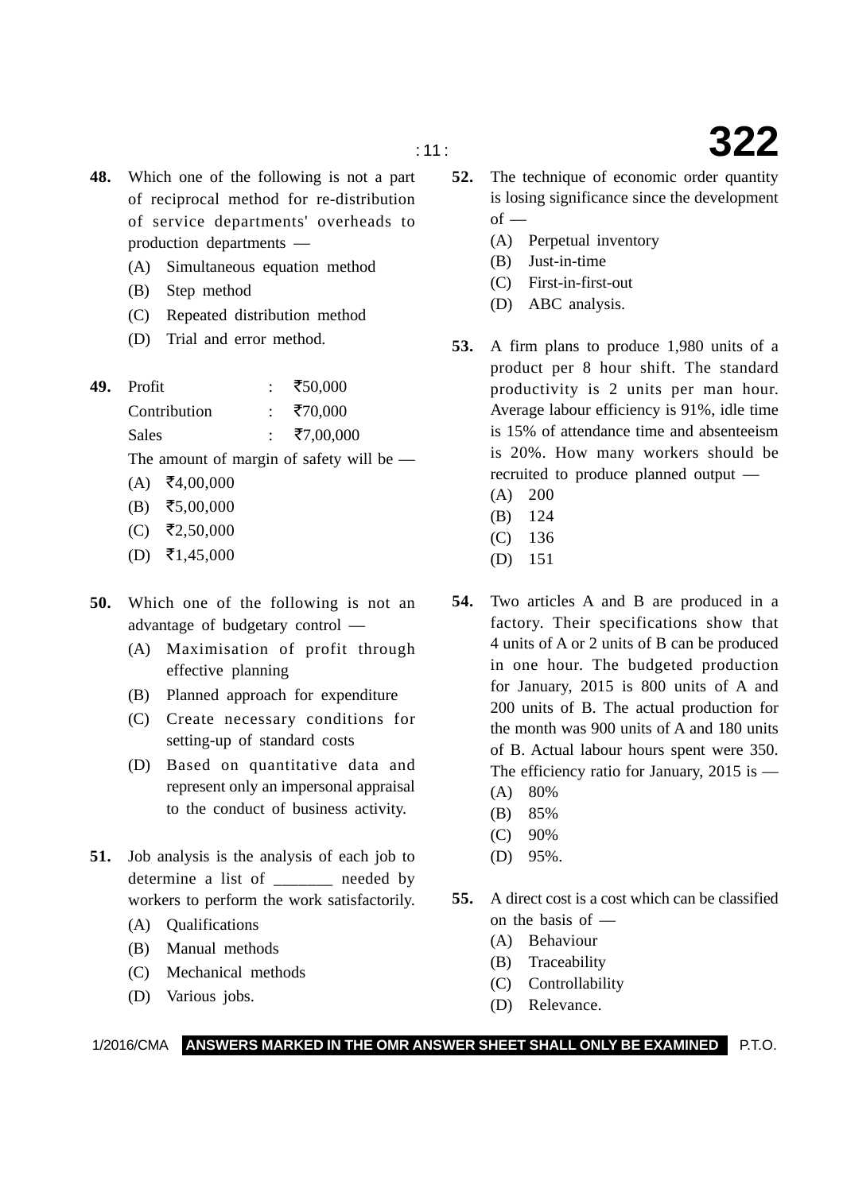**48.** Which one of the following is not a part of reciprocal method for re-distribution of service departments' overheads to production departments —

(A) Simultaneous equation method

(B) Step method

(C) Repeated distribution method

(D) Trial and error method.

**49.**

| | | |
|---|---|---|
| Profit | : | ₹50,000 |
| Contribution | : | ₹70,000 |
| Sales | : | ₹7,00,000 |

The amount of margin of safety will be —

(A) ₹4,00,000

(B) ₹5,00,000

(C) ₹2,50,000

(D) ₹1,45,000

**50.** Which one of the following is not an advantage of budgetary control —

(A) Maximisation of profit through effective planning

(B) Planned approach for expenditure

(C) Create necessary conditions for setting-up of standard costs

(D) Based on quantitative data and represent only an impersonal appraisal to the conduct of business activity.

**51.** Job analysis is the analysis of each job to determine a list of _______ needed by workers to perform the work satisfactorily.

(A) Qualifications

(B) Manual methods

(C) Mechanical methods

(D) Various jobs.

**52.** The technique of economic order quantity is losing significance since the development of —

(A) Perpetual inventory

(B) Just-in-time

(C) First-in-first-out

(D) ABC analysis.

**53.** A firm plans to produce 1,980 units of a product per 8 hour shift. The standard productivity is 2 units per man hour. Average labour efficiency is 91%, idle time is 15% of attendance time and absenteeism is 20%. How many workers should be recruited to produce planned output —

(A) 200

(B) 124

(C) 136

(D) 151

**54.** Two articles A and B are produced in a factory. Their specifications show that 4 units of A or 2 units of B can be produced in one hour. The budgeted production for January, 2015 is 800 units of A and 200 units of B. The actual production for the month was 900 units of A and 180 units of B. Actual labour hours spent were 350. The efficiency ratio for January, 2015 is —

(A) 80%

(B) 85%

(C) 90%

(D) 95%.

**55.** A direct cost is a cost which can be classified on the basis of —

(A) Behaviour

(B) Traceability

(C) Controllability

(D) Relevance.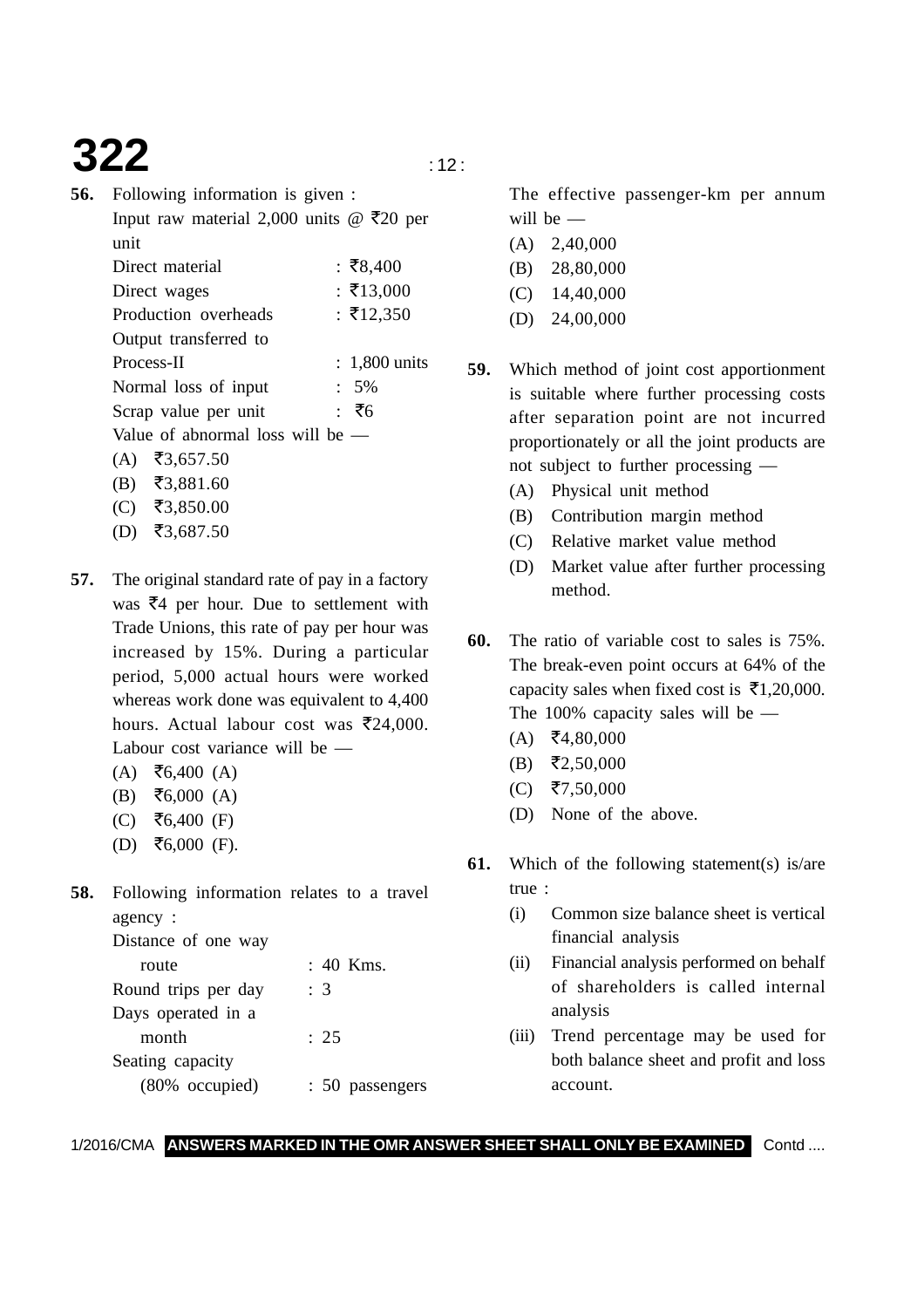**56.** Following information is given :

Input raw material 2,000 units @ ₹20 per unit

| | |
|---|---|
| Direct material | : ₹8,400 |
| Direct wages | : ₹13,000 |
| Production overheads | : ₹12,350 |
| Output transferred to Process-II | : 1,800 units |
| Normal loss of input | : 5% |
| Scrap value per unit | : ₹6 |

Value of abnormal loss will be —

(A) ₹3,657.50

(B) ₹3,881.60

(C) ₹3,850.00

(D) ₹3,687.50

**57.** The original standard rate of pay in a factory was ₹4 per hour. Due to settlement with Trade Unions, this rate of pay per hour was increased by 15%. During a particular period, 5,000 actual hours were worked whereas work done was equivalent to 4,400 hours. Actual labour cost was ₹24,000. Labour cost variance will be —

(A) ₹6,400 (A)

(B) ₹6,000 (A)

(C) ₹6,400 (F)

(D) ₹6,000 (F).

**58.** Following information relates to a travel agency :

| | |
|---|---|
| Distance of one way route | : 40 Kms. |
| Round trips per day | : 3 |
| Days operated in a month | : 25 |
| Seating capacity (80% occupied) | : 50 passengers |

The effective passenger-km per annum will be —

(A) 2,40,000

(B) 28,80,000

(C) 14,40,000

(D) 24,00,000

**59.** Which method of joint cost apportionment is suitable where further processing costs after separation point are not incurred proportionately or all the joint products are not subject to further processing —

(A) Physical unit method

(B) Contribution margin method

(C) Relative market value method

(D) Market value after further processing method.

**60.** The ratio of variable cost to sales is 75%. The break-even point occurs at 64% of the capacity sales when fixed cost is ₹1,20,000. The 100% capacity sales will be —

(A) ₹4,80,000

(B) ₹2,50,000

(C) ₹7,50,000

(D) None of the above.

**61.** Which of the following statement(s) is/are true :

(i) Common size balance sheet is vertical financial analysis

(ii) Financial analysis performed on behalf of shareholders is called internal analysis

(iii) Trend percentage may be used for both balance sheet and profit and loss account.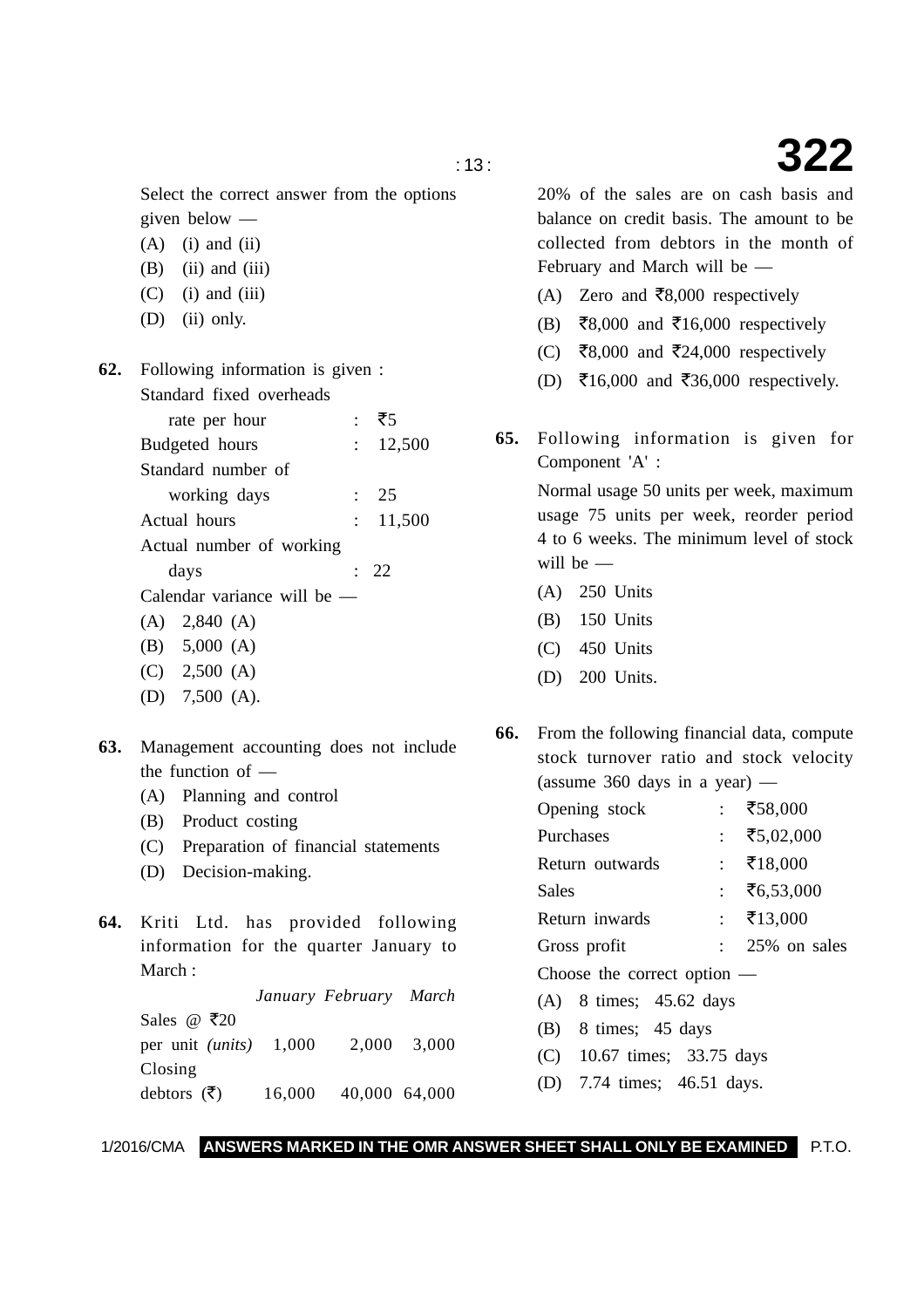Select the correct answer from the options given below —

(A) (i) and (ii)

(B) (ii) and (iii)

(C) (i) and (iii)

(D) (ii) only.

**62.** Following information is given :

| | | |
|---|---|---|
| Standard fixed overheads rate per hour | : | ₹5 |
| Budgeted hours | : | 12,500 |
| Standard number of working days | : | 25 |
| Actual hours | : | 11,500 |
| Actual number of working days | : | 22 |

Calendar variance will be —

(A) 2,840 (A)

(B) 5,000 (A)

(C) 2,500 (A)

(D) 7,500 (A).

**63.** Management accounting does not include the function of —

(A) Planning and control

(B) Product costing

(C) Preparation of financial statements

(D) Decision-making.

**64.** Kriti Ltd. has provided following information for the quarter January to March :

| | *January* | *February* | *March* |
|---|---|---|---|
| Sales @ ₹20 per unit *(units)* | 1,000 | 2,000 | 3,000 |
| Closing debtors (₹) | 16,000 | 40,000 | 64,000 |

20% of the sales are on cash basis and balance on credit basis. The amount to be collected from debtors in the month of February and March will be —

(A) Zero and ₹8,000 respectively

(B) ₹8,000 and ₹16,000 respectively

(C) ₹8,000 and ₹24,000 respectively

(D) ₹16,000 and ₹36,000 respectively.

**65.** Following information is given for Component 'A' :

Normal usage 50 units per week, maximum usage 75 units per week, reorder period 4 to 6 weeks. The minimum level of stock will be —

(A) 250 Units

(B) 150 Units

(C) 450 Units

(D) 200 Units.

**66.** From the following financial data, compute stock turnover ratio and stock velocity (assume 360 days in a year) —

| | | |
|---|---|---|
| Opening stock | : | ₹58,000 |
| Purchases | : | ₹5,02,000 |
| Return outwards | : | ₹18,000 |
| Sales | : | ₹6,53,000 |
| Return inwards | : | ₹13,000 |
| Gross profit | : | 25% on sales |

Choose the correct option —

(A) 8 times; 45.62 days

(B) 8 times; 45 days

(C) 10.67 times; 33.75 days

(D) 7.74 times; 46.51 days.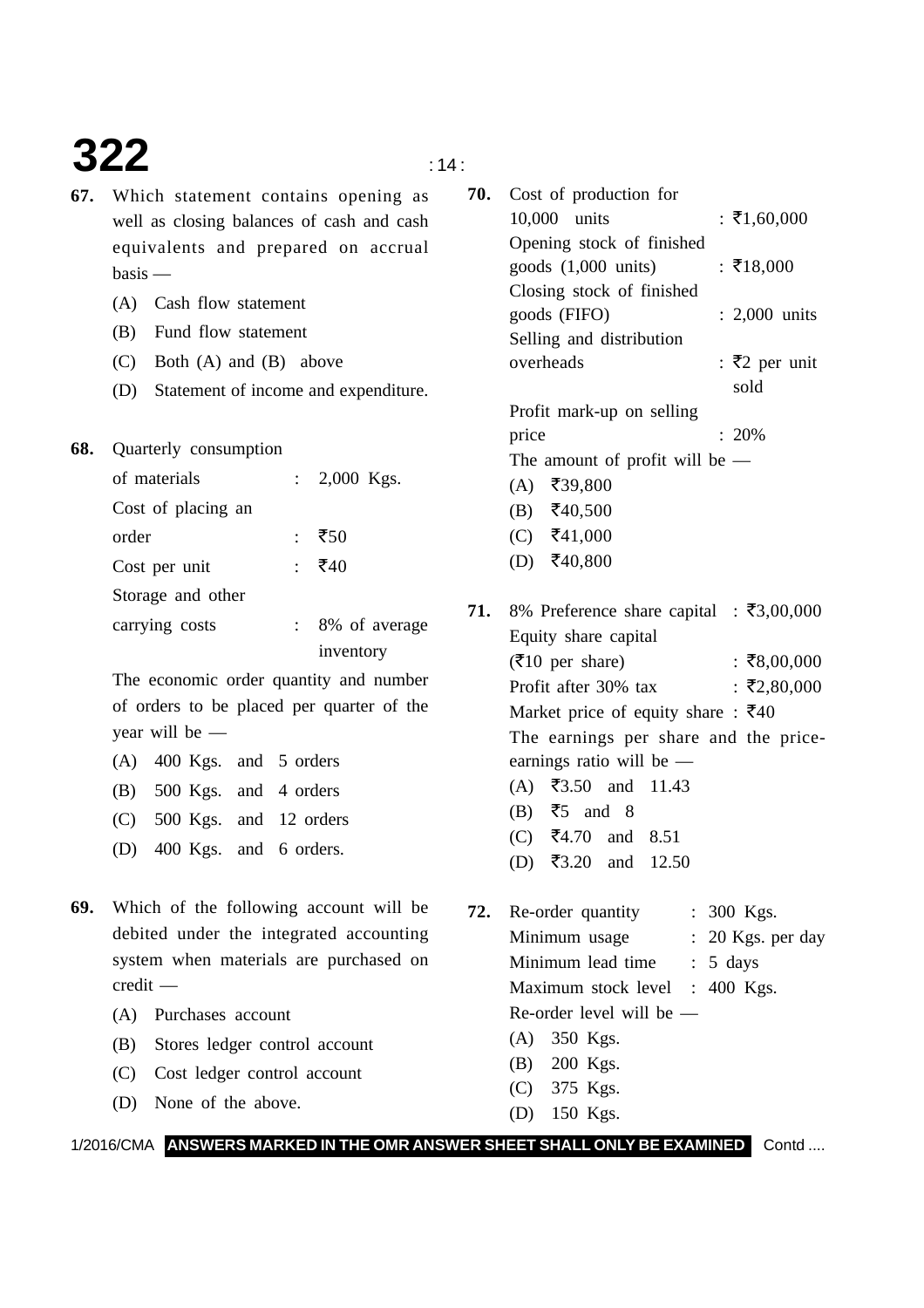**67.** Which statement contains opening as well as closing balances of cash and cash equivalents and prepared on accrual basis —

(A) Cash flow statement

(B) Fund flow statement

(C) Both (A) and (B) above

(D) Statement of income and expenditure.

**68.** Quarterly consumption

| | | |
|---|---|---|
| of materials | : | 2,000 Kgs. |
| Cost of placing an order | : | ₹50 |
| Cost per unit | : | ₹40 |
| Storage and other carrying costs | : | 8% of average inventory |

The economic order quantity and number of orders to be placed per quarter of the year will be —

(A) 400 Kgs. and 5 orders

(B) 500 Kgs. and 4 orders

(C) 500 Kgs. and 12 orders

(D) 400 Kgs. and 6 orders.

**69.** Which of the following account will be debited under the integrated accounting system when materials are purchased on credit —

(A) Purchases account

(B) Stores ledger control account

(C) Cost ledger control account

(D) None of the above.

**70.**

| | |
|---|---|
| Cost of production for 10,000 units | : ₹1,60,000 |
| Opening stock of finished goods (1,000 units) | : ₹18,000 |
| Closing stock of finished goods (FIFO) | : 2,000 units |
| Selling and distribution overheads | : ₹2 per unit sold |
| Profit mark-up on selling price | : 20% |

The amount of profit will be —

(A) ₹39,800

(B) ₹40,500

(C) ₹41,000

(D) ₹40,800

**71.**

| | |
|---|---|
| 8% Preference share capital | : ₹3,00,000 |
| Equity share capital (₹10 per share) | : ₹8,00,000 |
| Profit after 30% tax | : ₹2,80,000 |
| Market price of equity share | : ₹40 |

The earnings per share and the price-earnings ratio will be —

(A) ₹3.50 and 11.43

(B) ₹5 and 8

(C) ₹4.70 and 8.51

(D) ₹3.20 and 12.50

**72.**

| | |
|---|---|
| Re-order quantity | : 300 Kgs. |
| Minimum usage | : 20 Kgs. per day |
| Minimum lead time | : 5 days |
| Maximum stock level | : 400 Kgs. |

Re-order level will be —

(A) 350 Kgs.

(B) 200 Kgs.

(C) 375 Kgs.

(D) 150 Kgs.

1/2016/CMA **ANSWERS MARKED IN THE OMR ANSWER SHEET SHALL ONLY BE EXAMINED** Contd ....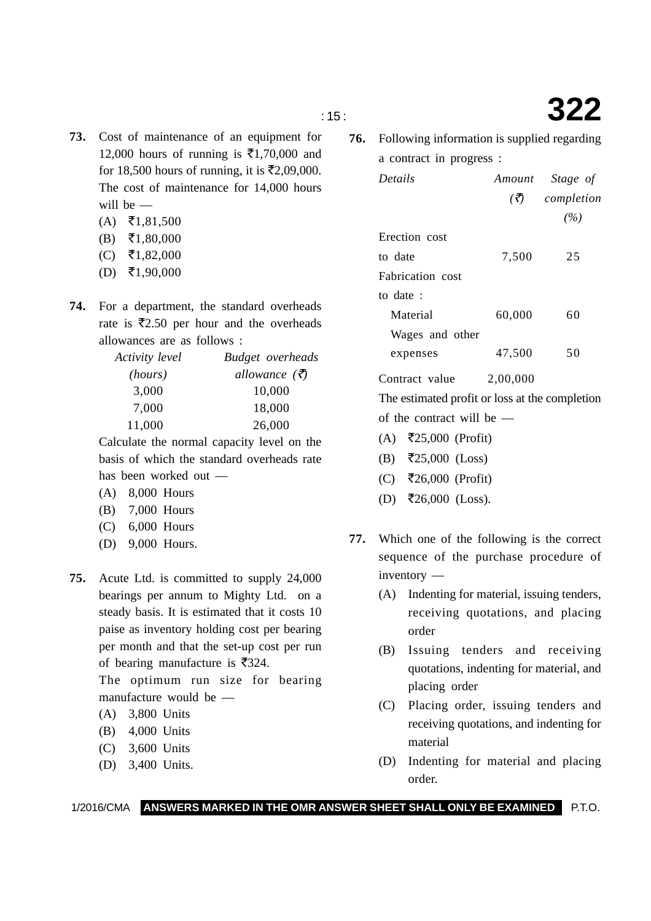**73.** Cost of maintenance of an equipment for 12,000 hours of running is ₹1,70,000 and for 18,500 hours of running, it is ₹2,09,000. The cost of maintenance for 14,000 hours will be —

(A) ₹1,81,500

(B) ₹1,80,000

(C) ₹1,82,000

(D) ₹1,90,000

**74.** For a department, the standard overheads rate is ₹2.50 per hour and the overheads allowances are as follows :

| *Activity level (hours)* | *Budget overheads allowance (₹)* |
|---|---|
| 3,000 | 10,000 |
| 7,000 | 18,000 |
| 11,000 | 26,000 |

Calculate the normal capacity level on the basis of which the standard overheads rate has been worked out —

(A) 8,000 Hours

(B) 7,000 Hours

(C) 6,000 Hours

(D) 9,000 Hours.

**75.** Acute Ltd. is committed to supply 24,000 bearings per annum to Mighty Ltd. on a steady basis. It is estimated that it costs 10 paise as inventory holding cost per bearing per month and that the set-up cost per run of bearing manufacture is ₹324.

The optimum run size for bearing manufacture would be —

(A) 3,800 Units

(B) 4,000 Units

(C) 3,600 Units

(D) 3,400 Units.

**76.** Following information is supplied regarding a contract in progress :

| *Details* | *Amount (₹)* | *Stage of completion (%)* |
|---|---|---|
| Erection cost to date | 7,500 | 25 |
| Fabrication cost to date : | | |
| Material | 60,000 | 60 |
| Wages and other expenses | 47,500 | 50 |
| Contract value | 2,00,000 | |

The estimated profit or loss at the completion of the contract will be —

(A) ₹25,000 (Profit)

(B) ₹25,000 (Loss)

(C) ₹26,000 (Profit)

(D) ₹26,000 (Loss).

**77.** Which one of the following is the correct sequence of the purchase procedure of inventory —

(A) Indenting for material, issuing tenders, receiving quotations, and placing order

(B) Issuing tenders and receiving quotations, indenting for material, and placing order

(C) Placing order, issuing tenders and receiving quotations, and indenting for material

(D) Indenting for material and placing order.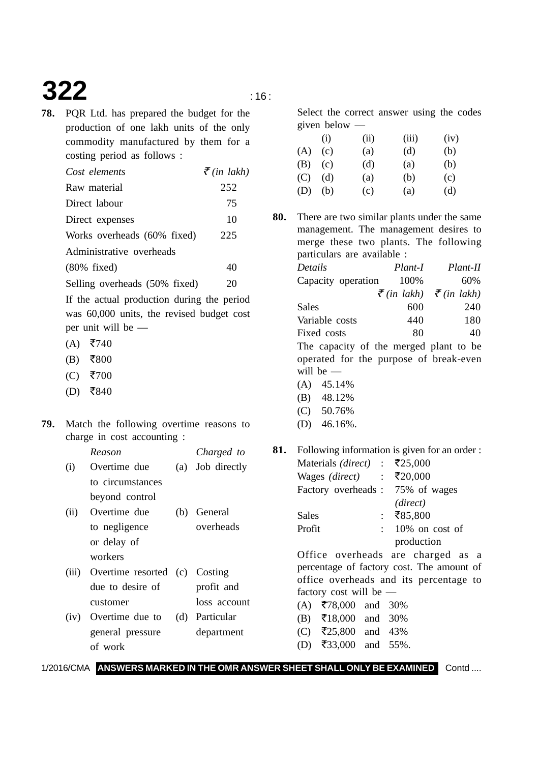**78.** PQR Ltd. has prepared the budget for the production of one lakh units of the only commodity manufactured by them for a costing period as follows :

| *Cost elements* | *₹ (in lakh)* |
|---|---|
| Raw material | 252 |
| Direct labour | 75 |
| Direct expenses | 10 |
| Works overheads (60% fixed) | 225 |
| Administrative overheads (80% fixed) | 40 |
| Selling overheads (50% fixed) | 20 |

If the actual production during the period was 60,000 units, the revised budget cost per unit will be —

(A) ₹740

(B) ₹800

(C) ₹700

(D) ₹840

**79.** Match the following overtime reasons to charge in cost accounting :

| | *Reason* | | *Charged to* |
|---|---|---|---|
| (i) | Overtime due to circumstances beyond control | (a) | Job directly |
| (ii) | Overtime due to negligence or delay of workers | (b) | General overheads |
| (iii) | Overtime resorted due to desire of customer | (c) | Costing profit and loss account |
| (iv) | Overtime due to general pressure of work | (d) | Particular department |

Select the correct answer using the codes given below —

| | (i) | (ii) | (iii) | (iv) |
|---|---|---|---|---|
| (A) | (c) | (a) | (d) | (b) |
| (B) | (c) | (d) | (a) | (b) |
| (C) | (d) | (a) | (b) | (c) |
| (D) | (b) | (c) | (a) | (d) |

**80.** There are two similar plants under the same management. The management desires to merge these two plants. The following particulars are available :

| *Details* | *Plant-I* | *Plant-II* |
|---|---|---|
| Capacity operation | 100% | 60% |
| | *₹ (in lakh)* | *₹ (in lakh)* |
| Sales | 600 | 240 |
| Variable costs | 440 | 180 |
| Fixed costs | 80 | 40 |

The capacity of the merged plant to be operated for the purpose of break-even will be —

(A) 45.14%

(B) 48.12%

(C) 50.76%

(D) 46.16%.

**81.** Following information is given for an order :

| | | |
|---|---|---|
| Materials *(direct)* | : | ₹25,000 |
| Wages *(direct)* | : | ₹20,000 |
| Factory overheads | : | 75% of wages *(direct)* |
| Sales | : | ₹85,800 |
| Profit | : | 10% on cost of production |

Office overheads are charged as a percentage of factory cost. The amount of office overheads and its percentage to factory cost will be —

(A) ₹78,000 and 30%

(B) ₹18,000 and 30%

(C) ₹25,800 and 43%

(D) ₹33,000 and 55%.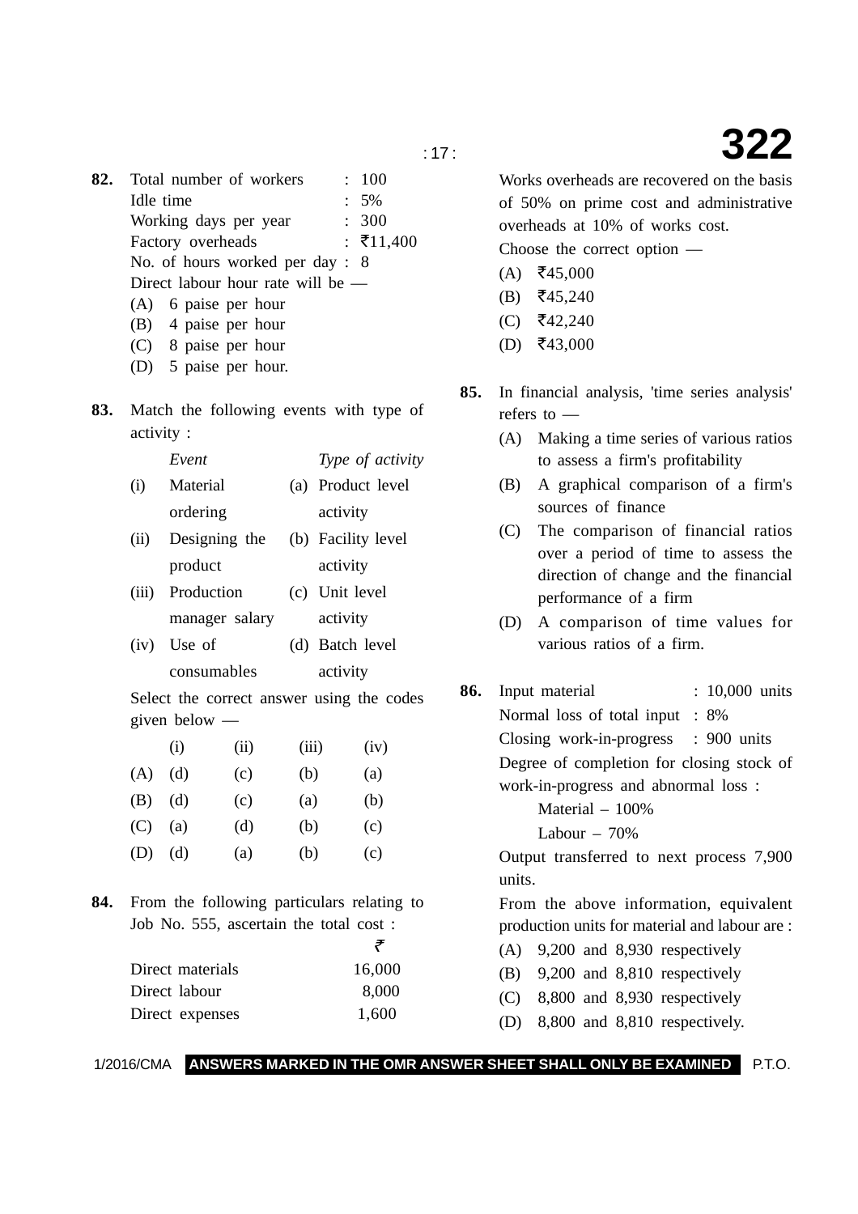**82.** Total number of workers : 100
Idle time : 5%
Working days per year : 300
Factory overheads : ₹11,400
No. of hours worked per day : 8
Direct labour hour rate will be —

(A) 6 paise per hour
(B) 4 paise per hour
(C) 8 paise per hour
(D) 5 paise per hour.

**83.** Match the following events with type of activity :

| | *Event* | | *Type of activity* |
|---|---|---|---|
| (i) | Material ordering | (a) | Product level activity |
| (ii) | Designing the product | (b) | Facility level activity |
| (iii) | Production manager salary | (c) | Unit level activity |
| (iv) | Use of consumables | (d) | Batch level activity |

Select the correct answer using the codes given below —

| | (i) | (ii) | (iii) | (iv) |
|---|---|---|---|---|
| (A) | (d) | (c) | (b) | (a) |
| (B) | (d) | (c) | (a) | (b) |
| (C) | (a) | (d) | (b) | (c) |
| (D) | (d) | (a) | (b) | (c) |

**84.** From the following particulars relating to Job No. 555, ascertain the total cost :

| | ₹ |
|---|---|
| Direct materials | 16,000 |
| Direct labour | 8,000 |
| Direct expenses | 1,600 |

Works overheads are recovered on the basis of 50% on prime cost and administrative overheads at 10% of works cost.

Choose the correct option —

(A) ₹45,000
(B) ₹45,240
(C) ₹42,240
(D) ₹43,000

**85.** In financial analysis, 'time series analysis' refers to —

(A) Making a time series of various ratios to assess a firm's profitability
(B) A graphical comparison of a firm's sources of finance
(C) The comparison of financial ratios over a period of time to assess the direction of change and the financial performance of a firm
(D) A comparison of time values for various ratios of a firm.

**86.** Input material : 10,000 units
Normal loss of total input : 8%
Closing work-in-progress : 900 units
Degree of completion for closing stock of work-in-progress and abnormal loss :

Material – 100%
Labour – 70%

Output transferred to next process 7,900 units.

From the above information, equivalent production units for material and labour are :

(A) 9,200 and 8,930 respectively
(B) 9,200 and 8,810 respectively
(C) 8,800 and 8,930 respectively
(D) 8,800 and 8,810 respectively.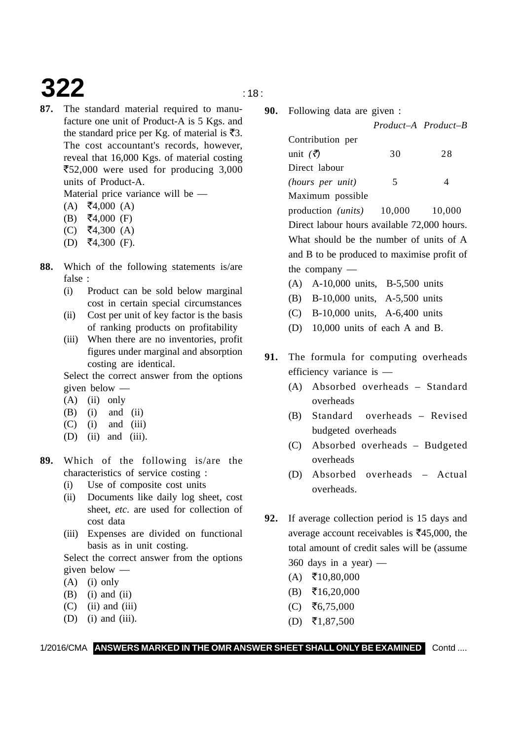**87.** The standard material required to manufacture one unit of Product-A is 5 Kgs. and the standard price per Kg. of material is ₹3. The cost accountant's records, however, reveal that 16,000 Kgs. of material costing ₹52,000 were used for producing 3,000 units of Product-A.

Material price variance will be —

(A) ₹4,000 (A)

(B) ₹4,000 (F)

(C) ₹4,300 (A)

(D) ₹4,300 (F).

**88.** Which of the following statements is/are false :

(i) Product can be sold below marginal cost in certain special circumstances

(ii) Cost per unit of key factor is the basis of ranking products on profitability

(iii) When there are no inventories, profit figures under marginal and absorption costing are identical.

Select the correct answer from the options given below —

(A) (ii) only

(B) (i) and (ii)

(C) (i) and (iii)

(D) (ii) and (iii).

**89.** Which of the following is/are the characteristics of service costing :

(i) Use of composite cost units

(ii) Documents like daily log sheet, cost sheet, *etc*. are used for collection of cost data

(iii) Expenses are divided on functional basis as in unit costing.

Select the correct answer from the options given below —

(A) (i) only

(B) (i) and (ii)

(C) (ii) and (iii)

(D) (i) and (iii).

**90.** Following data are given :

| | *Product–A* | *Product–B* |
|---|---|---|
| Contribution per unit *(₹)* | 30 | 28 |
| Direct labour *(hours per unit)* | 5 | 4 |
| Maximum possible production *(units)* | 10,000 | 10,000 |

Direct labour hours available 72,000 hours.

What should be the number of units of A and B to be produced to maximise profit of the company —

(A) A-10,000 units, B-5,500 units

(B) B-10,000 units, A-5,500 units

(C) B-10,000 units, A-6,400 units

(D) 10,000 units of each A and B.

**91.** The formula for computing overheads efficiency variance is —

(A) Absorbed overheads – Standard overheads

(B) Standard overheads – Revised budgeted overheads

(C) Absorbed overheads – Budgeted overheads

(D) Absorbed overheads – Actual overheads.

**92.** If average collection period is 15 days and average account receivables is ₹45,000, the total amount of credit sales will be (assume 360 days in a year) —

(A) ₹10,80,000

(B) ₹16,20,000

(C) ₹6,75,000

(D) ₹1,87,500

**ANSWERS MARKED IN THE OMR ANSWER SHEET SHALL ONLY BE EXAMINED**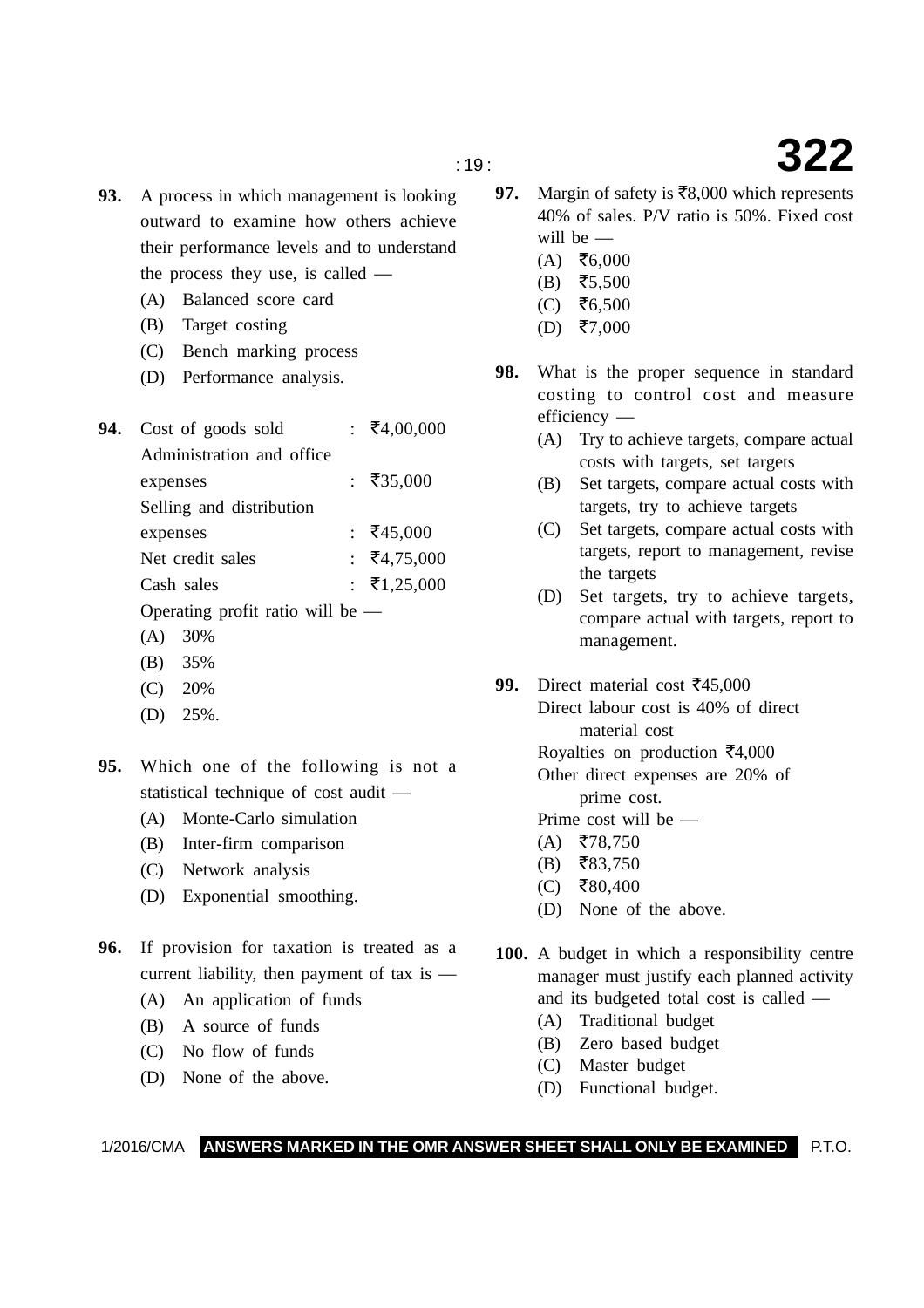**93.** A process in which management is looking outward to examine how others achieve their performance levels and to understand the process they use, is called —

(A) Balanced score card

(B) Target costing

(C) Bench marking process

(D) Performance analysis.

**94.**

| | | |
|---|---|---|
| Cost of goods sold | : | ₹4,00,000 |
| Administration and office expenses | : | ₹35,000 |
| Selling and distribution expenses | : | ₹45,000 |
| Net credit sales | : | ₹4,75,000 |
| Cash sales | : | ₹1,25,000 |

Operating profit ratio will be —

(A) 30%

(B) 35%

(C) 20%

(D) 25%.

**95.** Which one of the following is not a statistical technique of cost audit —

(A) Monte-Carlo simulation

(B) Inter-firm comparison

(C) Network analysis

(D) Exponential smoothing.

**96.** If provision for taxation is treated as a current liability, then payment of tax is —

(A) An application of funds

(B) A source of funds

(C) No flow of funds

(D) None of the above.

**97.** Margin of safety is ₹8,000 which represents 40% of sales. P/V ratio is 50%. Fixed cost will be —

(A) ₹6,000

(B) ₹5,500

(C) ₹6,500

(D) ₹7,000

**98.** What is the proper sequence in standard costing to control cost and measure efficiency —

(A) Try to achieve targets, compare actual costs with targets, set targets

(B) Set targets, compare actual costs with targets, try to achieve targets

(C) Set targets, compare actual costs with targets, report to management, revise the targets

(D) Set targets, try to achieve targets, compare actual with targets, report to management.

**99.** Direct material cost ₹45,000

Direct labour cost is 40% of direct material cost

Royalties on production ₹4,000

Other direct expenses are 20% of prime cost.

Prime cost will be —

(A) ₹78,750

(B) ₹83,750

(C) ₹80,400

(D) None of the above.

**100.** A budget in which a responsibility centre manager must justify each planned activity and its budgeted total cost is called —

(A) Traditional budget

(B) Zero based budget

(C) Master budget

(D) Functional budget.

**ANSWERS MARKED IN THE OMR ANSWER SHEET SHALL ONLY BE EXAMINED**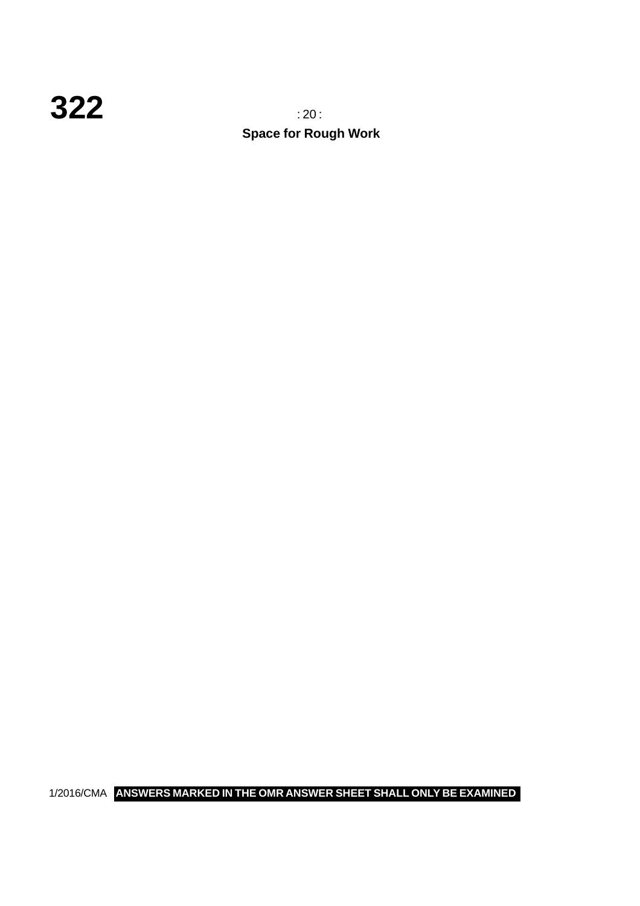**Space for Rough Work**

**ANSWERS MARKED IN THE OMR ANSWER SHEET SHALL ONLY BE EXAMINED**